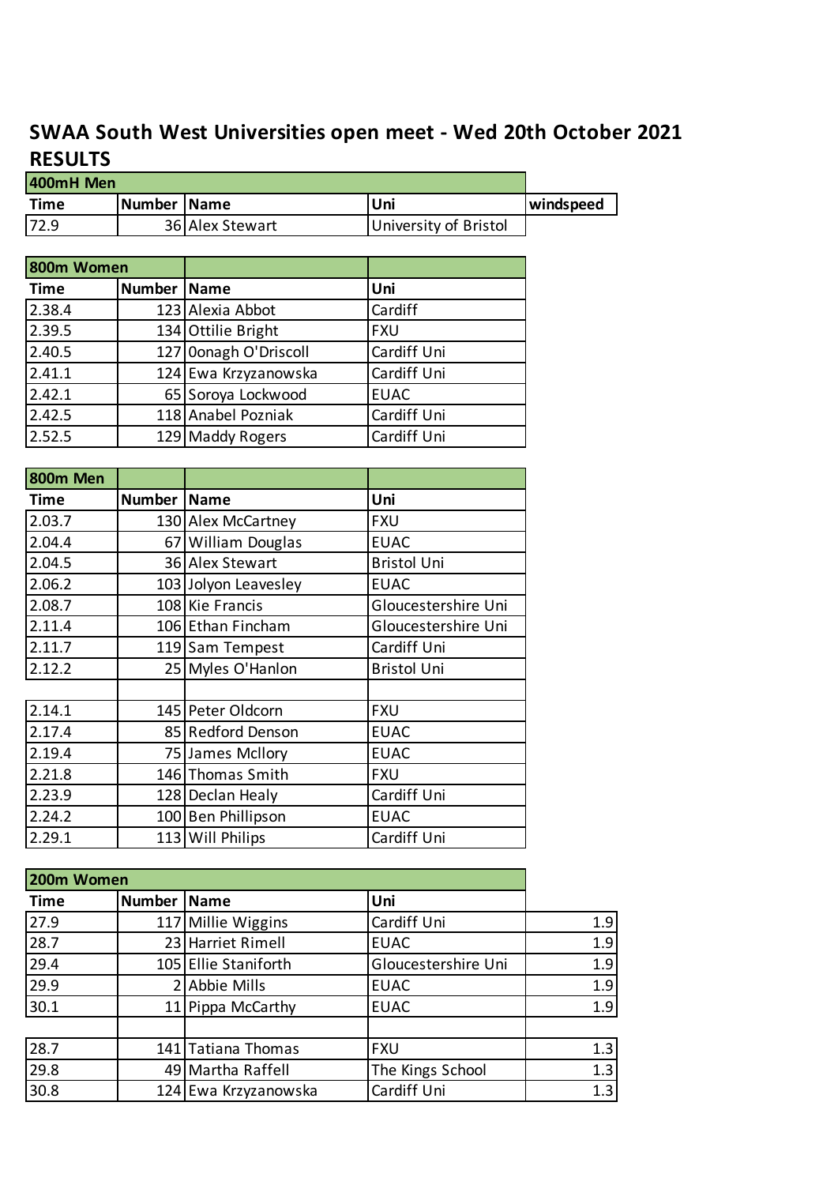## SWAA South West Universities open meet - Wed 20th October 2021

## RESULTS

| 400mH Men | | | | |
|---|---|---|---|---|
| Time | Number | Name | Uni | windspeed |
| 72.9 | 36 | Alex Stewart | University of Bristol | |

| 800m Women | | | |
|---|---|---|---|
| Time | Number | Name | Uni |
| 2.38.4 | 123 | Alexia Abbot | Cardiff |
| 2.39.5 | 134 | Ottilie Bright | FXU |
| 2.40.5 | 127 | Oonagh O'Driscoll | Cardiff Uni |
| 2.41.1 | 124 | Ewa Krzyzanowska | Cardiff Uni |
| 2.42.1 | 65 | Soroya Lockwood | EUAC |
| 2.42.5 | 118 | Anabel Pozniak | Cardiff Uni |
| 2.52.5 | 129 | Maddy Rogers | Cardiff Uni |

| 800m Men | | | |
|---|---|---|---|
| Time | Number | Name | Uni |
| 2.03.7 | 130 | Alex McCartney | FXU |
| 2.04.4 | 67 | William Douglas | EUAC |
| 2.04.5 | 36 | Alex Stewart | Bristol Uni |
| 2.06.2 | 103 | Jolyon Leavesley | EUAC |
| 2.08.7 | 108 | Kie Francis | Gloucestershire Uni |
| 2.11.4 | 106 | Ethan Fincham | Gloucestershire Uni |
| 2.11.7 | 119 | Sam Tempest | Cardiff Uni |
| 2.12.2 | 25 | Myles O'Hanlon | Bristol Uni |
| | | | |
| 2.14.1 | 145 | Peter Oldcorn | FXU |
| 2.17.4 | 85 | Redford Denson | EUAC |
| 2.19.4 | 75 | James Mcllory | EUAC |
| 2.21.8 | 146 | Thomas Smith | FXU |
| 2.23.9 | 128 | Declan Healy | Cardiff Uni |
| 2.24.2 | 100 | Ben Phillipson | EUAC |
| 2.29.1 | 113 | Will Philips | Cardiff Uni |

| 200m Women | | | | |
|---|---|---|---|---|
| Time | Number | Name | Uni | |
| 27.9 | 117 | Millie Wiggins | Cardiff Uni | 1.9 |
| 28.7 | 23 | Harriet Rimell | EUAC | 1.9 |
| 29.4 | 105 | Ellie Staniforth | Gloucestershire Uni | 1.9 |
| 29.9 | 2 | Abbie Mills | EUAC | 1.9 |
| 30.1 | 11 | Pippa McCarthy | EUAC | 1.9 |
| | | | | |
| 28.7 | 141 | Tatiana Thomas | FXU | 1.3 |
| 29.8 | 49 | Martha Raffell | The Kings School | 1.3 |
| 30.8 | 124 | Ewa Krzyzanowska | Cardiff Uni | 1.3 |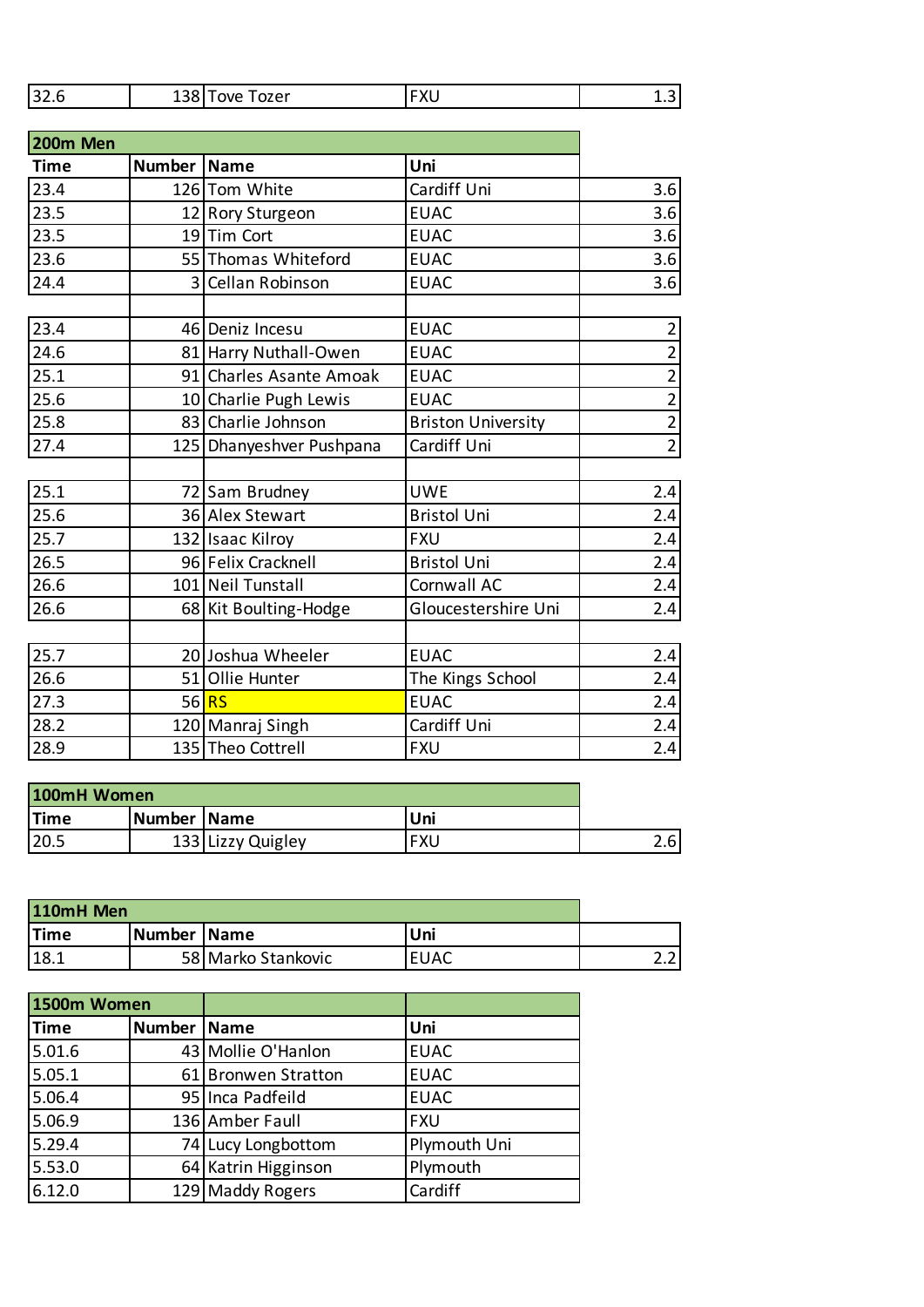| 32.6 | 138 | Tove Tozer | FXU | 1.3 |
|---|---|---|---|---|

| 200m Men | | | | |
|---|---|---|---|---|
| Time | Number | Name | Uni | |
| 23.4 | 126 | Tom White | Cardiff Uni | 3.6 |
| 23.5 | 12 | Rory Sturgeon | EUAC | 3.6 |
| 23.5 | 19 | Tim Cort | EUAC | 3.6 |
| 23.6 | 55 | Thomas Whiteford | EUAC | 3.6 |
| 24.4 | 3 | Cellan Robinson | EUAC | 3.6 |
| | | | | |
| 23.4 | 46 | Deniz Incesu | EUAC | 2 |
| 24.6 | 81 | Harry Nuthall-Owen | EUAC | 2 |
| 25.1 | 91 | Charles Asante Amoak | EUAC | 2 |
| 25.6 | 10 | Charlie Pugh Lewis | EUAC | 2 |
| 25.8 | 83 | Charlie Johnson | Briston University | 2 |
| 27.4 | 125 | Dhanyeshver Pushpana | Cardiff Uni | 2 |
| | | | | |
| 25.1 | 72 | Sam Brudney | UWE | 2.4 |
| 25.6 | 36 | Alex Stewart | Bristol Uni | 2.4 |
| 25.7 | 132 | Isaac Kilroy | FXU | 2.4 |
| 26.5 | 96 | Felix Cracknell | Bristol Uni | 2.4 |
| 26.6 | 101 | Neil Tunstall | Cornwall AC | 2.4 |
| 26.6 | 68 | Kit Boulting-Hodge | Gloucestershire Uni | 2.4 |
| | | | | |
| 25.7 | 20 | Joshua Wheeler | EUAC | 2.4 |
| 26.6 | 51 | Ollie Hunter | The Kings School | 2.4 |
| 27.3 | 56 | RS | EUAC | 2.4 |
| 28.2 | 120 | Manraj Singh | Cardiff Uni | 2.4 |
| 28.9 | 135 | Theo Cottrell | FXU | 2.4 |

| 100mH Women | | | | |
|---|---|---|---|---|
| Time | Number | Name | Uni | |
| 20.5 | 133 | Lizzy Quigley | FXU | 2.6 |

| 110mH Men | | | | |
|---|---|---|---|---|
| Time | Number | Name | Uni | |
| 18.1 | 58 | Marko Stankovic | EUAC | 2.2 |

| 1500m Women | | | |
|---|---|---|---|
| Time | Number | Name | Uni |
| 5.01.6 | 43 | Mollie O'Hanlon | EUAC |
| 5.05.1 | 61 | Bronwen Stratton | EUAC |
| 5.06.4 | 95 | Inca Padfeild | EUAC |
| 5.06.9 | 136 | Amber Faull | FXU |
| 5.29.4 | 74 | Lucy Longbottom | Plymouth Uni |
| 5.53.0 | 64 | Katrin Higginson | Plymouth |
| 6.12.0 | 129 | Maddy Rogers | Cardiff |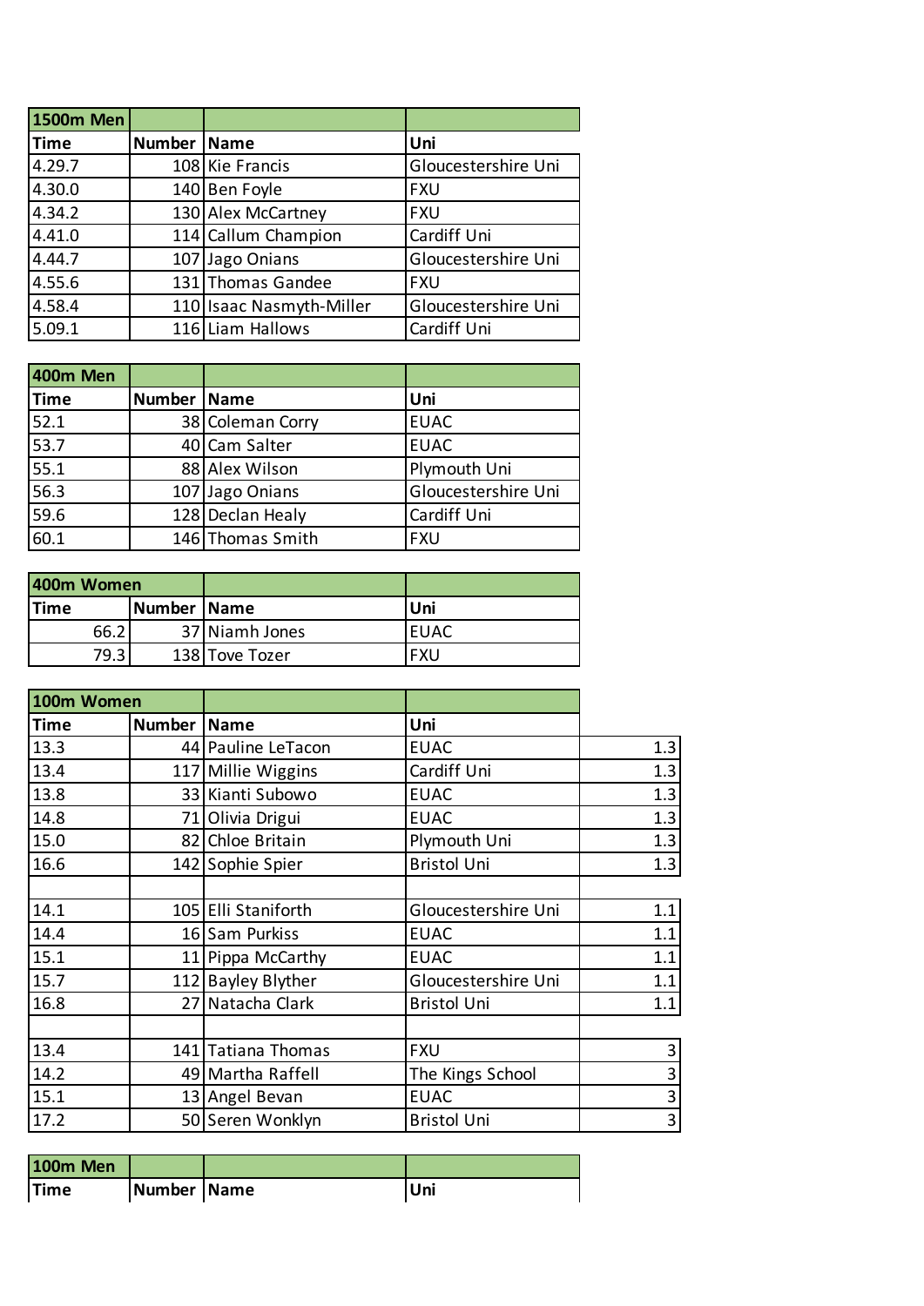| 1500m Men | | | |
|---|---|---|---|
| Time | Number | Name | Uni |
| 4.29.7 | 108 | Kie Francis | Gloucestershire Uni |
| 4.30.0 | 140 | Ben Foyle | FXU |
| 4.34.2 | 130 | Alex McCartney | FXU |
| 4.41.0 | 114 | Callum Champion | Cardiff Uni |
| 4.44.7 | 107 | Jago Onians | Gloucestershire Uni |
| 4.55.6 | 131 | Thomas Gandee | FXU |
| 4.58.4 | 110 | Isaac Nasmyth-Miller | Gloucestershire Uni |
| 5.09.1 | 116 | Liam Hallows | Cardiff Uni |

| 400m Men | | | |
|---|---|---|---|
| Time | Number | Name | Uni |
| 52.1 | 38 | Coleman Corry | EUAC |
| 53.7 | 40 | Cam Salter | EUAC |
| 55.1 | 88 | Alex Wilson | Plymouth Uni |
| 56.3 | 107 | Jago Onians | Gloucestershire Uni |
| 59.6 | 128 | Declan Healy | Cardiff Uni |
| 60.1 | 146 | Thomas Smith | FXU |

| 400m Women | | | |
|---|---|---|---|
| Time | Number | Name | Uni |
| 66.2 | 37 | Niamh Jones | EUAC |
| 79.3 | 138 | Tove Tozer | FXU |

| 100m Women | | | | |
|---|---|---|---|---|
| Time | Number | Name | Uni | |
| 13.3 | 44 | Pauline LeTacon | EUAC | 1.3 |
| 13.4 | 117 | Millie Wiggins | Cardiff Uni | 1.3 |
| 13.8 | 33 | Kianti Subowo | EUAC | 1.3 |
| 14.8 | 71 | Olivia Drigui | EUAC | 1.3 |
| 15.0 | 82 | Chloe Britain | Plymouth Uni | 1.3 |
| 16.6 | 142 | Sophie Spier | Bristol Uni | 1.3 |
| | | | | |
| 14.1 | 105 | Elli Staniforth | Gloucestershire Uni | 1.1 |
| 14.4 | 16 | Sam Purkiss | EUAC | 1.1 |
| 15.1 | 11 | Pippa McCarthy | EUAC | 1.1 |
| 15.7 | 112 | Bayley Blyther | Gloucestershire Uni | 1.1 |
| 16.8 | 27 | Natacha Clark | Bristol Uni | 1.1 |
| | | | | |
| 13.4 | 141 | Tatiana Thomas | FXU | 3 |
| 14.2 | 49 | Martha Raffell | The Kings School | 3 |
| 15.1 | 13 | Angel Bevan | EUAC | 3 |
| 17.2 | 50 | Seren Wonklyn | Bristol Uni | 3 |

| 100m Men | | | |
|---|---|---|---|
| Time | Number | Name | Uni |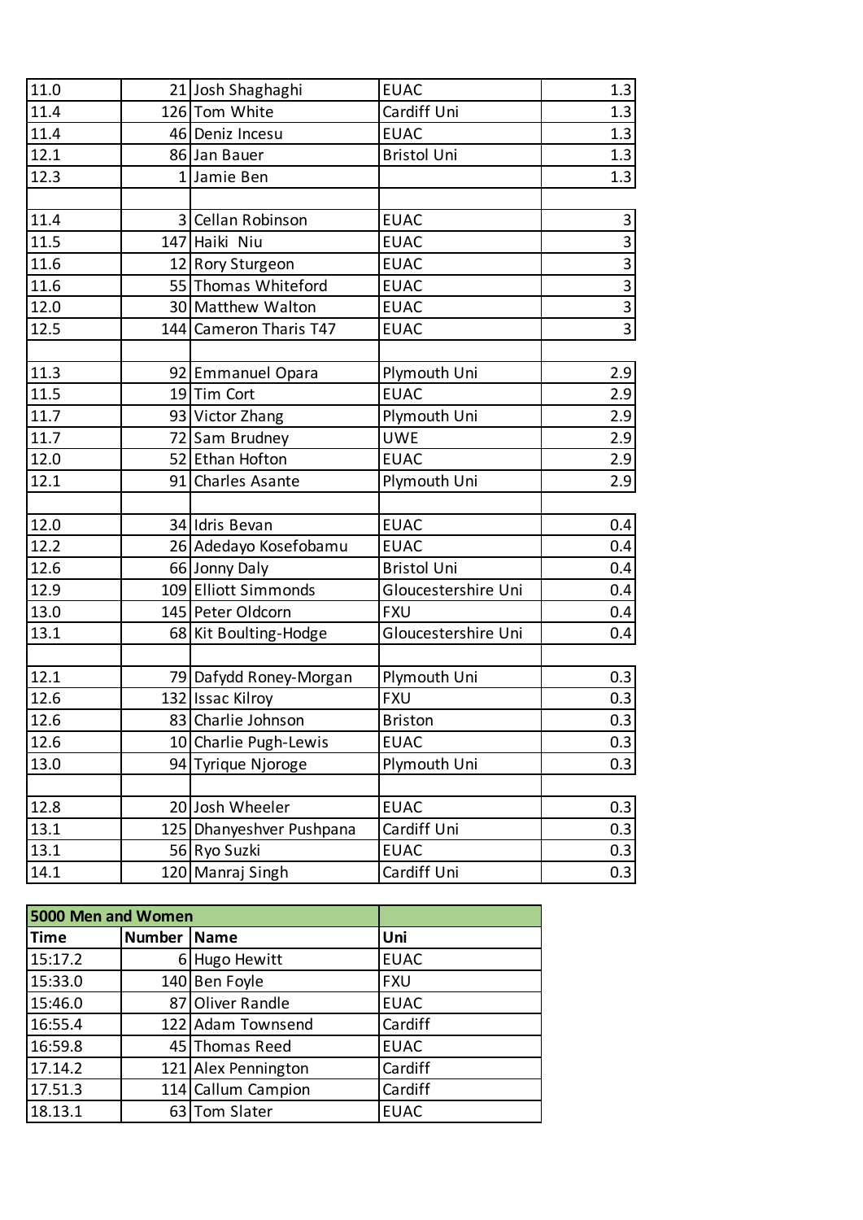| | | | | |
|---|---|---|---|---|
| 11.0 | 21 | Josh Shaghaghi | EUAC | 1.3 |
| 11.4 | 126 | Tom White | Cardiff Uni | 1.3 |
| 11.4 | 46 | Deniz Incesu | EUAC | 1.3 |
| 12.1 | 86 | Jan Bauer | Bristol Uni | 1.3 |
| 12.3 | 1 | Jamie Ben | | 1.3 |
| | | | | |
| 11.4 | 3 | Cellan Robinson | EUAC | 3 |
| 11.5 | 147 | Haiki Niu | EUAC | 3 |
| 11.6 | 12 | Rory Sturgeon | EUAC | 3 |
| 11.6 | 55 | Thomas Whiteford | EUAC | 3 |
| 12.0 | 30 | Matthew Walton | EUAC | 3 |
| 12.5 | 144 | Cameron Tharis T47 | EUAC | 3 |
| | | | | |
| 11.3 | 92 | Emmanuel Opara | Plymouth Uni | 2.9 |
| 11.5 | 19 | Tim Cort | EUAC | 2.9 |
| 11.7 | 93 | Victor Zhang | Plymouth Uni | 2.9 |
| 11.7 | 72 | Sam Brudney | UWE | 2.9 |
| 12.0 | 52 | Ethan Hofton | EUAC | 2.9 |
| 12.1 | 91 | Charles Asante | Plymouth Uni | 2.9 |
| | | | | |
| 12.0 | 34 | Idris Bevan | EUAC | 0.4 |
| 12.2 | 26 | Adedayo Kosefobamu | EUAC | 0.4 |
| 12.6 | 66 | Jonny Daly | Bristol Uni | 0.4 |
| 12.9 | 109 | Elliott Simmonds | Gloucestershire Uni | 0.4 |
| 13.0 | 145 | Peter Oldcorn | FXU | 0.4 |
| 13.1 | 68 | Kit Boulting-Hodge | Gloucestershire Uni | 0.4 |
| | | | | |
| 12.1 | 79 | Dafydd Roney-Morgan | Plymouth Uni | 0.3 |
| 12.6 | 132 | Issac Kilroy | FXU | 0.3 |
| 12.6 | 83 | Charlie Johnson | Briston | 0.3 |
| 12.6 | 10 | Charlie Pugh-Lewis | EUAC | 0.3 |
| 13.0 | 94 | Tyrique Njoroge | Plymouth Uni | 0.3 |
| | | | | |
| 12.8 | 20 | Josh Wheeler | EUAC | 0.3 |
| 13.1 | 125 | Dhanyeshver Pushpana | Cardiff Uni | 0.3 |
| 13.1 | 56 | Ryo Suzki | EUAC | 0.3 |
| 14.1 | 120 | Manraj Singh | Cardiff Uni | 0.3 |

| **5000 Men and Women** | | | |
|---|---|---|---|
| **Time** | **Number** | **Name** | **Uni** |
| 15:17.2 | 6 | Hugo Hewitt | EUAC |
| 15:33.0 | 140 | Ben Foyle | FXU |
| 15:46.0 | 87 | Oliver Randle | EUAC |
| 16:55.4 | 122 | Adam Townsend | Cardiff |
| 16:59.8 | 45 | Thomas Reed | EUAC |
| 17.14.2 | 121 | Alex Pennington | Cardiff |
| 17.51.3 | 114 | Callum Campion | Cardiff |
| 18.13.1 | 63 | Tom Slater | EUAC |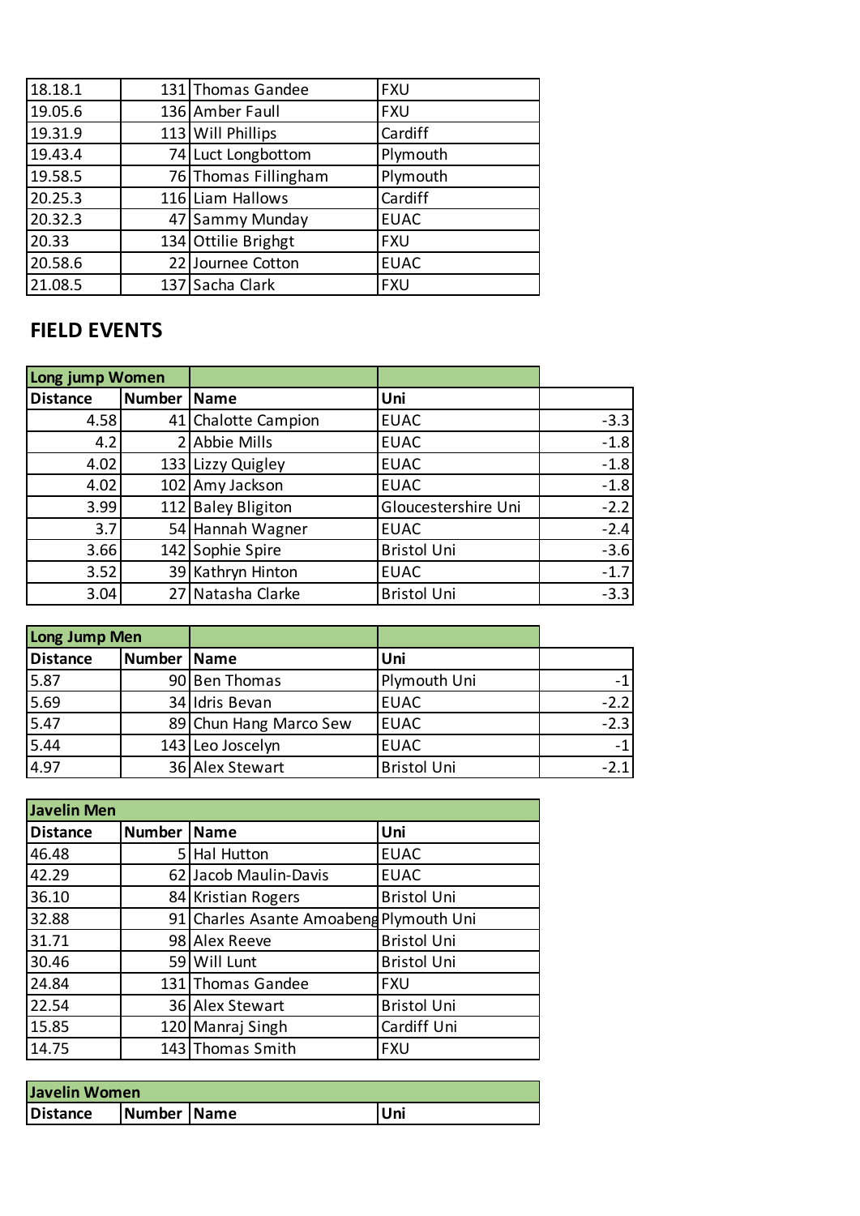| | | | |
|---|---|---|---|
| 18.18.1 | 131 | Thomas Gandee | FXU |
| 19.05.6 | 136 | Amber Faull | FXU |
| 19.31.9 | 113 | Will Phillips | Cardiff |
| 19.43.4 | 74 | Luct Longbottom | Plymouth |
| 19.58.5 | 76 | Thomas Fillingham | Plymouth |
| 20.25.3 | 116 | Liam Hallows | Cardiff |
| 20.32.3 | 47 | Sammy Munday | EUAC |
| 20.33 | 134 | Ottilie Brighgt | FXU |
| 20.58.6 | 22 | Journee Cotton | EUAC |
| 21.08.5 | 137 | Sacha Clark | FXU |

## FIELD EVENTS

| Long jump Women | | | | |
|---|---|---|---|---|
| Distance | Number | Name | Uni | |
| 4.58 | 41 | Chalotte Campion | EUAC | -3.3 |
| 4.2 | 2 | Abbie Mills | EUAC | -1.8 |
| 4.02 | 133 | Lizzy Quigley | EUAC | -1.8 |
| 4.02 | 102 | Amy Jackson | EUAC | -1.8 |
| 3.99 | 112 | Baley Bligiton | Gloucestershire Uni | -2.2 |
| 3.7 | 54 | Hannah Wagner | EUAC | -2.4 |
| 3.66 | 142 | Sophie Spire | Bristol Uni | -3.6 |
| 3.52 | 39 | Kathryn Hinton | EUAC | -1.7 |
| 3.04 | 27 | Natasha Clarke | Bristol Uni | -3.3 |

| Long Jump Men | | | | |
|---|---|---|---|---|
| Distance | Number | Name | Uni | |
| 5.87 | 90 | Ben Thomas | Plymouth Uni | -1 |
| 5.69 | 34 | Idris Bevan | EUAC | -2.2 |
| 5.47 | 89 | Chun Hang Marco Sew | EUAC | -2.3 |
| 5.44 | 143 | Leo Joscelyn | EUAC | -1 |
| 4.97 | 36 | Alex Stewart | Bristol Uni | -2.1 |

| Javelin Men | | | |
|---|---|---|---|
| Distance | Number | Name | Uni |
| 46.48 | 5 | Hal Hutton | EUAC |
| 42.29 | 62 | Jacob Maulin-Davis | EUAC |
| 36.10 | 84 | Kristian Rogers | Bristol Uni |
| 32.88 | 91 | Charles Asante Amoabeng | Plymouth Uni |
| 31.71 | 98 | Alex Reeve | Bristol Uni |
| 30.46 | 59 | Will Lunt | Bristol Uni |
| 24.84 | 131 | Thomas Gandee | FXU |
| 22.54 | 36 | Alex Stewart | Bristol Uni |
| 15.85 | 120 | Manraj Singh | Cardiff Uni |
| 14.75 | 143 | Thomas Smith | FXU |

| Javelin Women | | | |
|---|---|---|---|
| Distance | Number | Name | Uni |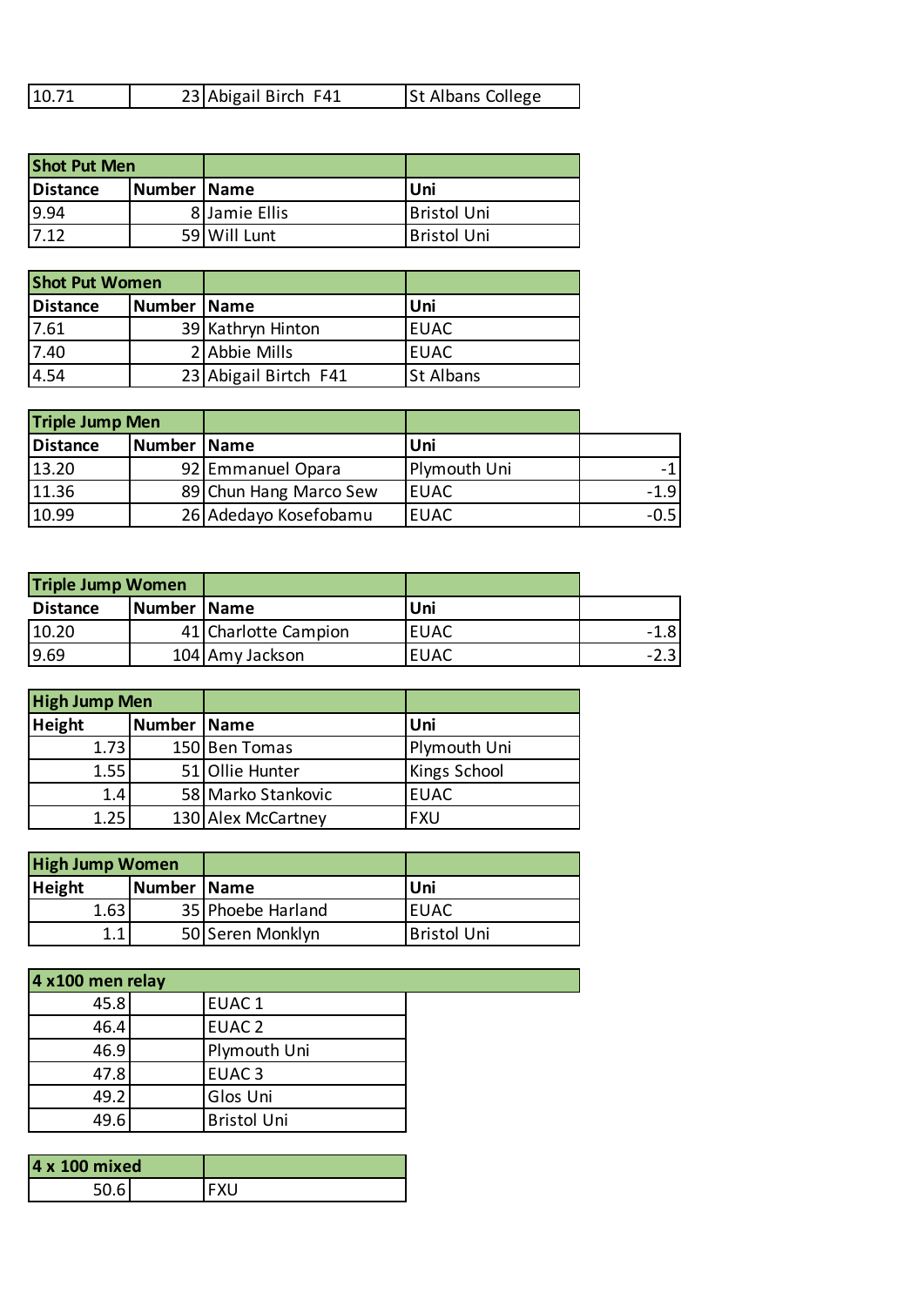| 10.71 | 23 | Abigail Birch F41 | St Albans College |
|---|---|---|---|

| Shot Put Men | | | |
|---|---|---|---|
| Distance | Number | Name | Uni |
| 9.94 | 8 | Jamie Ellis | Bristol Uni |
| 7.12 | 59 | Will Lunt | Bristol Uni |

| Shot Put Women | | | |
|---|---|---|---|
| Distance | Number | Name | Uni |
| 7.61 | 39 | Kathryn Hinton | EUAC |
| 7.40 | 2 | Abbie Mills | EUAC |
| 4.54 | 23 | Abigail Birtch F41 | St Albans |

| Triple Jump Men | | | | |
|---|---|---|---|---|
| Distance | Number | Name | Uni | |
| 13.20 | 92 | Emmanuel Opara | Plymouth Uni | -1 |
| 11.36 | 89 | Chun Hang Marco Sew | EUAC | -1.9 |
| 10.99 | 26 | Adedayo Kosefobamu | EUAC | -0.5 |

| Triple Jump Women | | | | |
|---|---|---|---|---|
| Distance | Number | Name | Uni | |
| 10.20 | 41 | Charlotte Campion | EUAC | -1.8 |
| 9.69 | 104 | Amy Jackson | EUAC | -2.3 |

| High Jump Men | | | |
|---|---|---|---|
| Height | Number | Name | Uni |
| 1.73 | 150 | Ben Tomas | Plymouth Uni |
| 1.55 | 51 | Ollie Hunter | Kings School |
| 1.4 | 58 | Marko Stankovic | EUAC |
| 1.25 | 130 | Alex McCartney | FXU |

| High Jump Women | | | |
|---|---|---|---|
| Height | Number | Name | Uni |
| 1.63 | 35 | Phoebe Harland | EUAC |
| 1.1 | 50 | Seren Monklyn | Bristol Uni |

| 4 x100 men relay | | |
|---|---|---|
| 45.8 | | EUAC 1 |
| 46.4 | | EUAC 2 |
| 46.9 | | Plymouth Uni |
| 47.8 | | EUAC 3 |
| 49.2 | | Glos Uni |
| 49.6 | | Bristol Uni |

| 4 x 100 mixed | | |
|---|---|---|
| 50.6 | | FXU |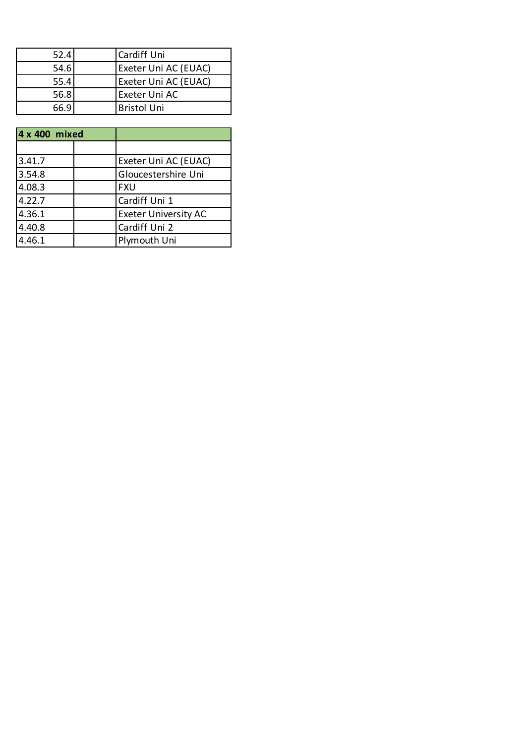| | | |
|---|---|---|
| 52.4 | | Cardiff Uni |
| 54.6 | | Exeter Uni AC (EUAC) |
| 55.4 | | Exeter Uni AC (EUAC) |
| 56.8 | | Exeter Uni AC |
| 66.9 | | Bristol Uni |

| **4 x 400 mixed** | | |
|---|---|---|
| | | |
| 3.41.7 | | Exeter Uni AC (EUAC) |
| 3.54.8 | | Gloucestershire Uni |
| 4.08.3 | | FXU |
| 4.22.7 | | Cardiff Uni 1 |
| 4.36.1 | | Exeter University AC |
| 4.40.8 | | Cardiff Uni 2 |
| 4.46.1 | | Plymouth Uni |